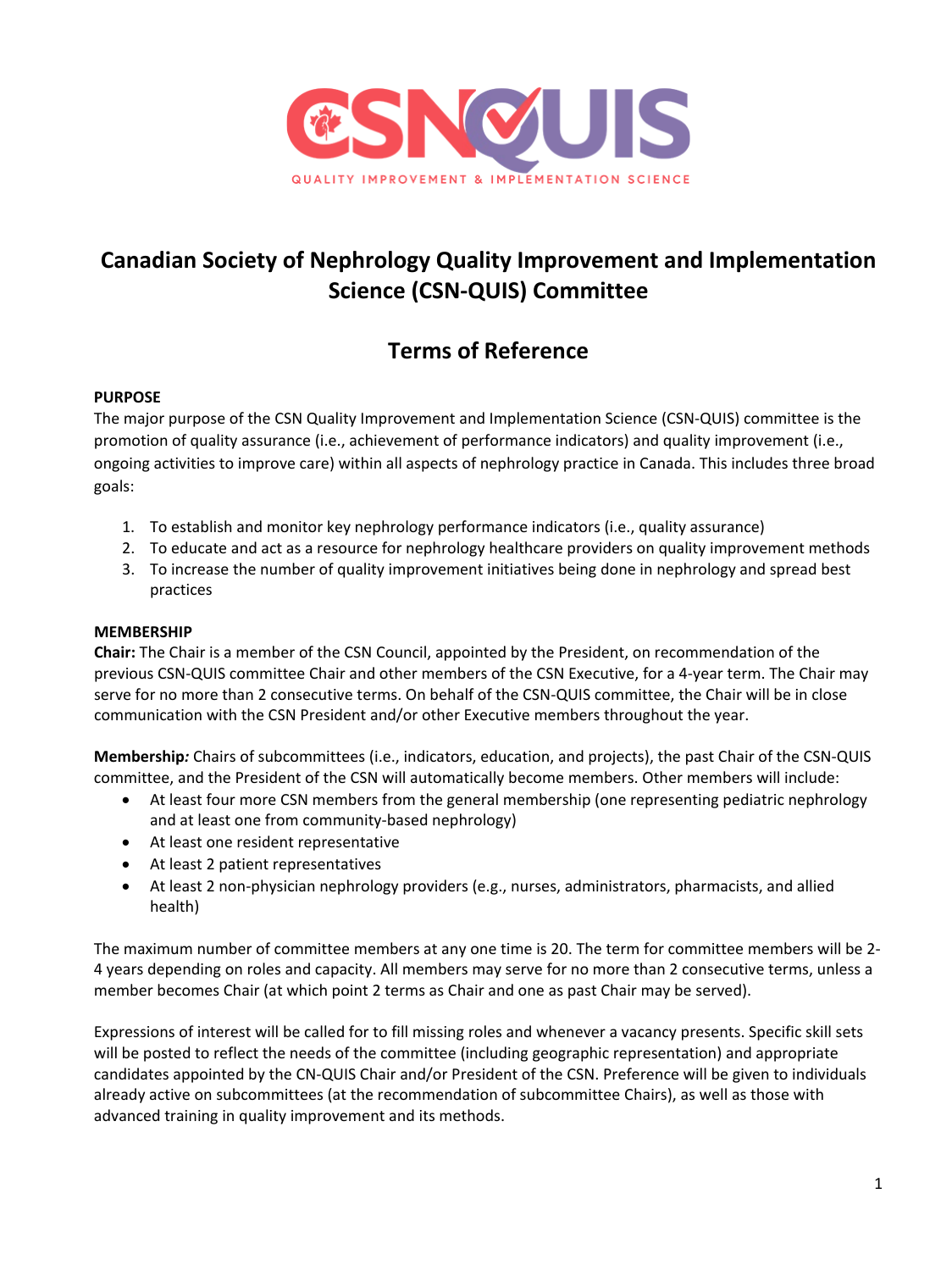# Canadian Society of Nephrology Quality Improvement and Implementation Science (CSN-QUIS) Committee

## Terms of Reference

**PURPOSE**

The major purpose of the CSN Quality Improvement and Implementation Science (CSN-QUIS) committee is the promotion of quality assurance (i.e., achievement of performance indicators) and quality improvement (i.e., ongoing activities to improve care) within all aspects of nephrology practice in Canada. This includes three broad goals:

1. To establish and monitor key nephrology performance indicators (i.e., quality assurance)
2. To educate and act as a resource for nephrology healthcare providers on quality improvement methods
3. To increase the number of quality improvement initiatives being done in nephrology and spread best practices

**MEMBERSHIP**

**Chair:** The Chair is a member of the CSN Council, appointed by the President, on recommendation of the previous CSN-QUIS committee Chair and other members of the CSN Executive, for a 4-year term. The Chair may serve for no more than 2 consecutive terms. On behalf of the CSN-QUIS committee, the Chair will be in close communication with the CSN President and/or other Executive members throughout the year.

**Membership*:*** Chairs of subcommittees (i.e., indicators, education, and projects), the past Chair of the CSN-QUIS committee, and the President of the CSN will automatically become members. Other members will include:

- At least four more CSN members from the general membership (one representing pediatric nephrology and at least one from community-based nephrology)
- At least one resident representative
- At least 2 patient representatives
- At least 2 non-physician nephrology providers (e.g., nurses, administrators, pharmacists, and allied health)

The maximum number of committee members at any one time is 20. The term for committee members will be 2-4 years depending on roles and capacity. All members may serve for no more than 2 consecutive terms, unless a member becomes Chair (at which point 2 terms as Chair and one as past Chair may be served).

Expressions of interest will be called for to fill missing roles and whenever a vacancy presents. Specific skill sets will be posted to reflect the needs of the committee (including geographic representation) and appropriate candidates appointed by the CN-QUIS Chair and/or President of the CSN. Preference will be given to individuals already active on subcommittees (at the recommendation of subcommittee Chairs), as well as those with advanced training in quality improvement and its methods.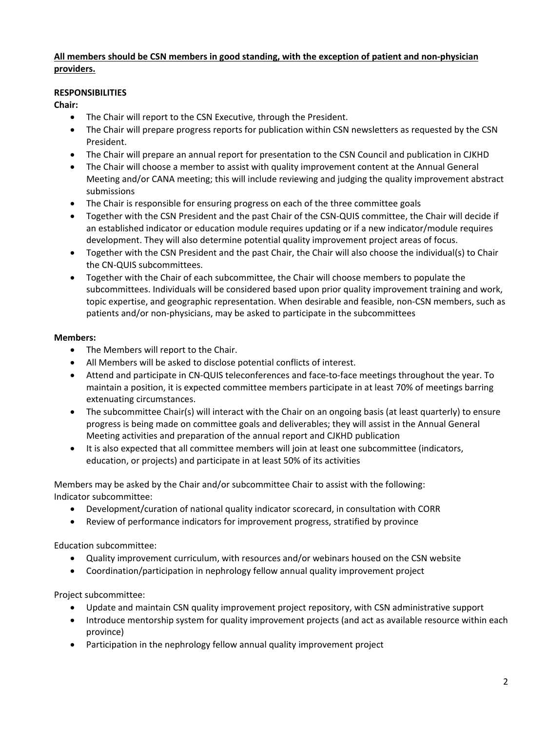**<u>All members should be CSN members in good standing, with the exception of patient and non-physician providers.</u>**

**RESPONSIBILITIES**

**Chair:**

- The Chair will report to the CSN Executive, through the President.
- The Chair will prepare progress reports for publication within CSN newsletters as requested by the CSN President.
- The Chair will prepare an annual report for presentation to the CSN Council and publication in CJKHD
- The Chair will choose a member to assist with quality improvement content at the Annual General Meeting and/or CANA meeting; this will include reviewing and judging the quality improvement abstract submissions
- The Chair is responsible for ensuring progress on each of the three committee goals
- Together with the CSN President and the past Chair of the CSN-QUIS committee, the Chair will decide if an established indicator or education module requires updating or if a new indicator/module requires development. They will also determine potential quality improvement project areas of focus.
- Together with the CSN President and the past Chair, the Chair will also choose the individual(s) to Chair the CN-QUIS subcommittees.
- Together with the Chair of each subcommittee, the Chair will choose members to populate the subcommittees. Individuals will be considered based upon prior quality improvement training and work, topic expertise, and geographic representation. When desirable and feasible, non-CSN members, such as patients and/or non-physicians, may be asked to participate in the subcommittees

**Members:**

- The Members will report to the Chair.
- All Members will be asked to disclose potential conflicts of interest.
- Attend and participate in CN-QUIS teleconferences and face-to-face meetings throughout the year. To maintain a position, it is expected committee members participate in at least 70% of meetings barring extenuating circumstances.
- The subcommittee Chair(s) will interact with the Chair on an ongoing basis (at least quarterly) to ensure progress is being made on committee goals and deliverables; they will assist in the Annual General Meeting activities and preparation of the annual report and CJKHD publication
- It is also expected that all committee members will join at least one subcommittee (indicators, education, or projects) and participate in at least 50% of its activities

Members may be asked by the Chair and/or subcommittee Chair to assist with the following:
Indicator subcommittee:

- Development/curation of national quality indicator scorecard, in consultation with CORR
- Review of performance indicators for improvement progress, stratified by province

Education subcommittee:

- Quality improvement curriculum, with resources and/or webinars housed on the CSN website
- Coordination/participation in nephrology fellow annual quality improvement project

Project subcommittee:

- Update and maintain CSN quality improvement project repository, with CSN administrative support
- Introduce mentorship system for quality improvement projects (and act as available resource within each province)
- Participation in the nephrology fellow annual quality improvement project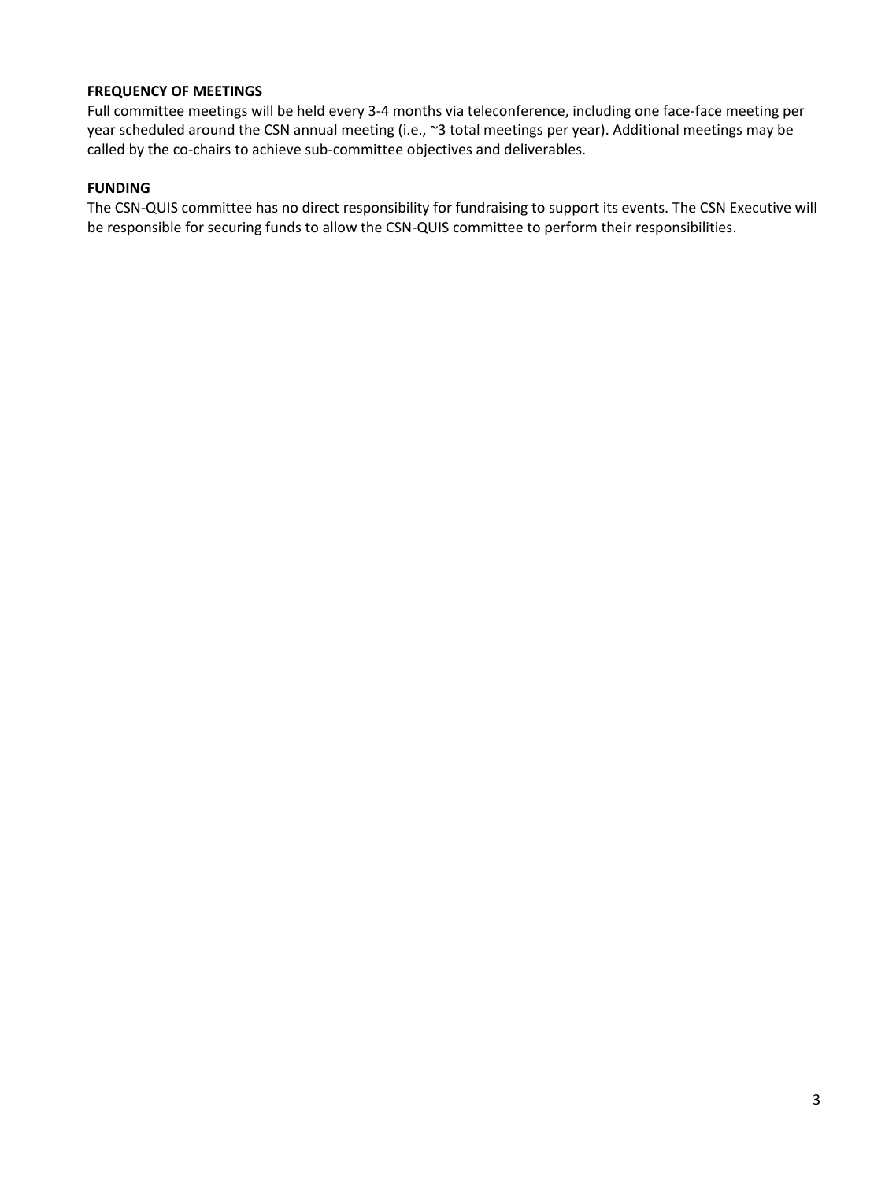**FREQUENCY OF MEETINGS**

Full committee meetings will be held every 3-4 months via teleconference, including one face-face meeting per year scheduled around the CSN annual meeting (i.e., ~3 total meetings per year). Additional meetings may be called by the co-chairs to achieve sub-committee objectives and deliverables.

**FUNDING**

The CSN-QUIS committee has no direct responsibility for fundraising to support its events. The CSN Executive will be responsible for securing funds to allow the CSN-QUIS committee to perform their responsibilities.